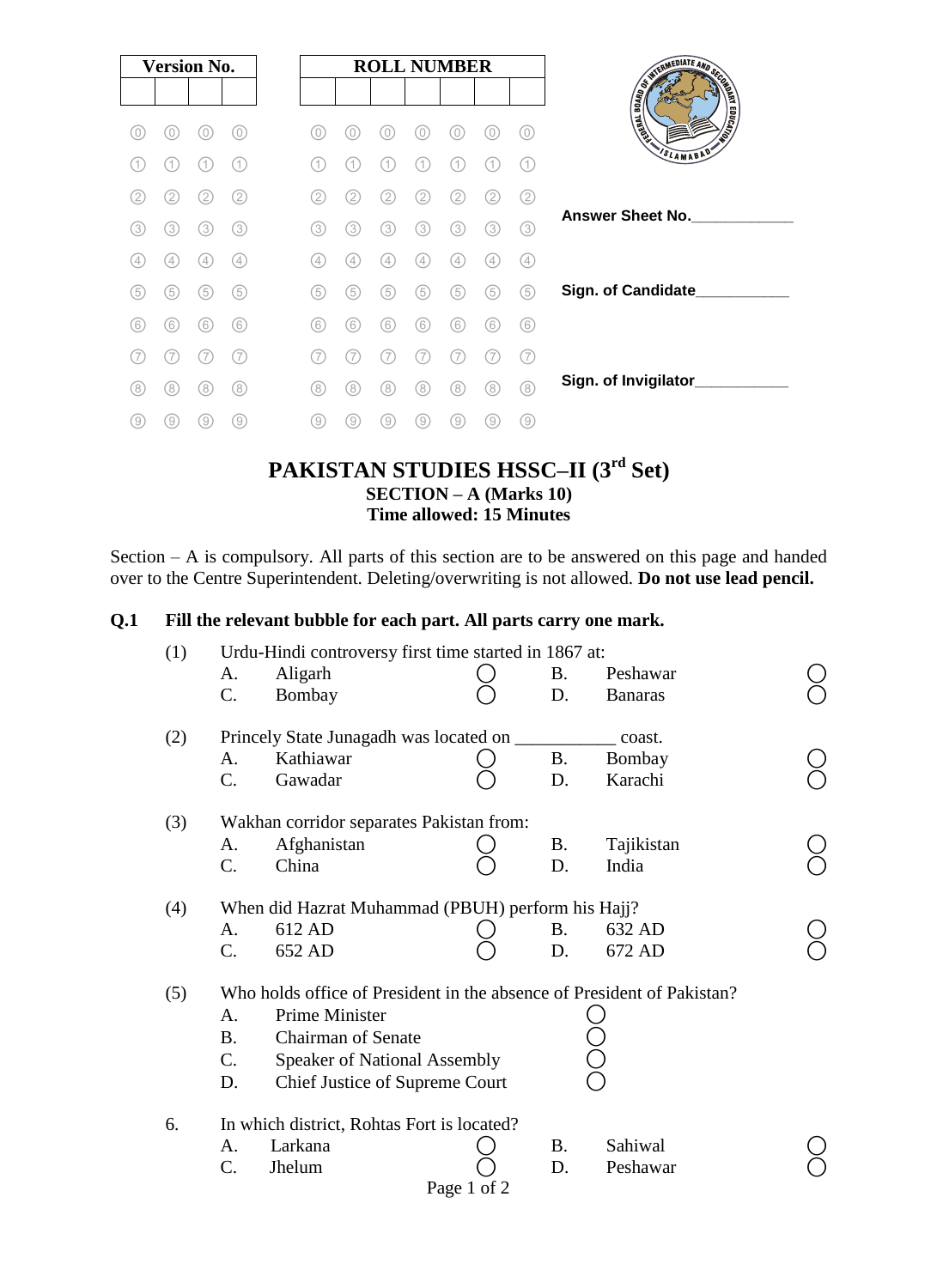| Version No. | | | |
|---|---|---|---|
| | | | |

| ROLL NUMBER | | | | | | |
|---|---|---|---|---|---|---|
| | | | | | | |

Answer Sheet No.____________

Sign. of Candidate___________

Sign. of Invigilator___________

# PAKISTAN STUDIES HSSC–II (3rd Set)

**SECTION – A (Marks 10)**
**Time allowed: 15 Minutes**

Section – A is compulsory. All parts of this section are to be answered on this page and handed over to the Centre Superintendent. Deleting/overwriting is not allowed. **Do not use lead pencil.**

**Q.1 Fill the relevant bubble for each part. All parts carry one mark.**

(1) Urdu-Hindi controversy first time started in 1867 at:

- A. Aligarh ◯
- B. Peshawar ◯
- C. Bombay ◯
- D. Banaras ◯

(2) Princely State Junagadh was located on ___________ coast.

- A. Kathiawar ◯
- B. Bombay ◯
- C. Gawadar ◯
- D. Karachi ◯

(3) Wakhan corridor separates Pakistan from:

- A. Afghanistan ◯
- B. Tajikistan ◯
- C. China ◯
- D. India ◯

(4) When did Hazrat Muhammad (PBUH) perform his Hajj?

- A. 612 AD ◯
- B. 632 AD ◯
- C. 652 AD ◯
- D. 672 AD ◯

(5) Who holds office of President in the absence of President of Pakistan?

- A. Prime Minister ◯
- B. Chairman of Senate ◯
- C. Speaker of National Assembly ◯
- D. Chief Justice of Supreme Court ◯

6. In which district, Rohtas Fort is located?

- A. Larkana ◯
- B. Sahiwal ◯
- C. Jhelum ◯
- D. Peshawar ◯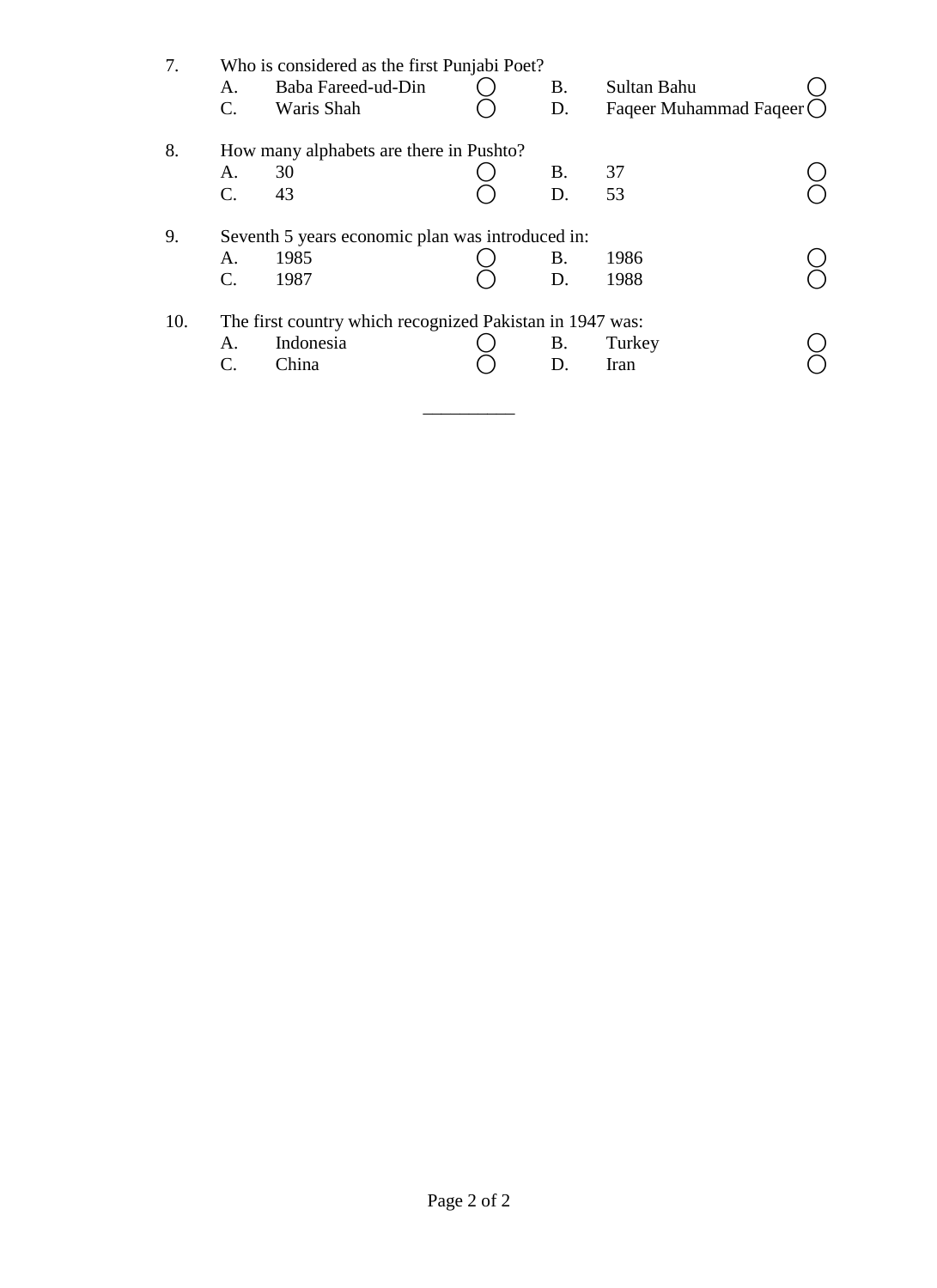7. Who is considered as the first Punjabi Poet?

| | | | | | |
|---|---|---|---|---|---|
| A. | Baba Fareed-ud-Din | ◯ | B. | Sultan Bahu | ◯ |
| C. | Waris Shah | ◯ | D. | Faqeer Muhammad Faqeer | ◯ |

8. How many alphabets are there in Pushto?

| | | | | | |
|---|---|---|---|---|---|
| A. | 30 | ◯ | B. | 37 | ◯ |
| C. | 43 | ◯ | D. | 53 | ◯ |

9. Seventh 5 years economic plan was introduced in:

| | | | | | |
|---|---|---|---|---|---|
| A. | 1985 | ◯ | B. | 1986 | ◯ |
| C. | 1987 | ◯ | D. | 1988 | ◯ |

10. The first country which recognized Pakistan in 1947 was:

| | | | | | |
|---|---|---|---|---|---|
| A. | Indonesia | ◯ | B. | Turkey | ◯ |
| C. | China | ◯ | D. | Iran | ◯ |

__________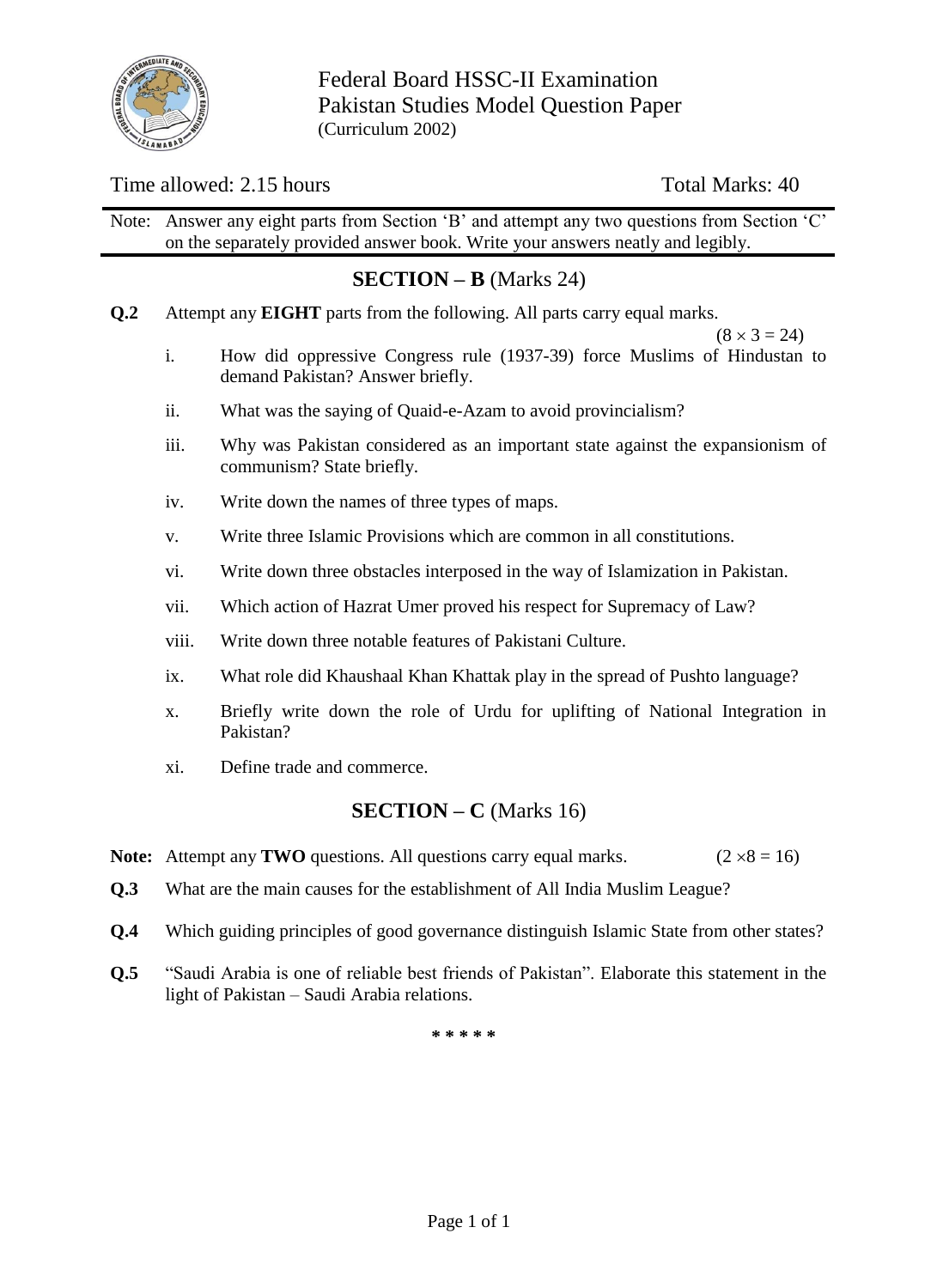# Federal Board HSSC-II Examination
## Pakistan Studies Model Question Paper
(Curriculum 2002)

Time allowed: 2.15 hours | Total Marks: 40

Note: Answer any eight parts from Section 'B' and attempt any two questions from Section 'C' on the separately provided answer book. Write your answers neatly and legibly.

## SECTION – B (Marks 24)

**Q.2** Attempt any **EIGHT** parts from the following. All parts carry equal marks. $(8 \times 3 = 24)$

- i. How did oppressive Congress rule (1937-39) force Muslims of Hindustan to demand Pakistan? Answer briefly.
- ii. What was the saying of Quaid-e-Azam to avoid provincialism?
- iii. Why was Pakistan considered as an important state against the expansionism of communism? State briefly.
- iv. Write down the names of three types of maps.
- v. Write three Islamic Provisions which are common in all constitutions.
- vi. Write down three obstacles interposed in the way of Islamization in Pakistan.
- vii. Which action of Hazrat Umer proved his respect for Supremacy of Law?
- viii. Write down three notable features of Pakistani Culture.
- ix. What role did Khaushaal Khan Khattak play in the spread of Pushto language?
- x. Briefly write down the role of Urdu for uplifting of National Integration in Pakistan?
- xi. Define trade and commerce.

## SECTION – C (Marks 16)

**Note:** Attempt any **TWO** questions. All questions carry equal marks. $(2 \times 8 = 16)$

**Q.3** What are the main causes for the establishment of All India Muslim League?

**Q.4** Which guiding principles of good governance distinguish Islamic State from other states?

**Q.5** "Saudi Arabia is one of reliable best friends of Pakistan". Elaborate this statement in the light of Pakistan – Saudi Arabia relations.

\* \* \* \* \*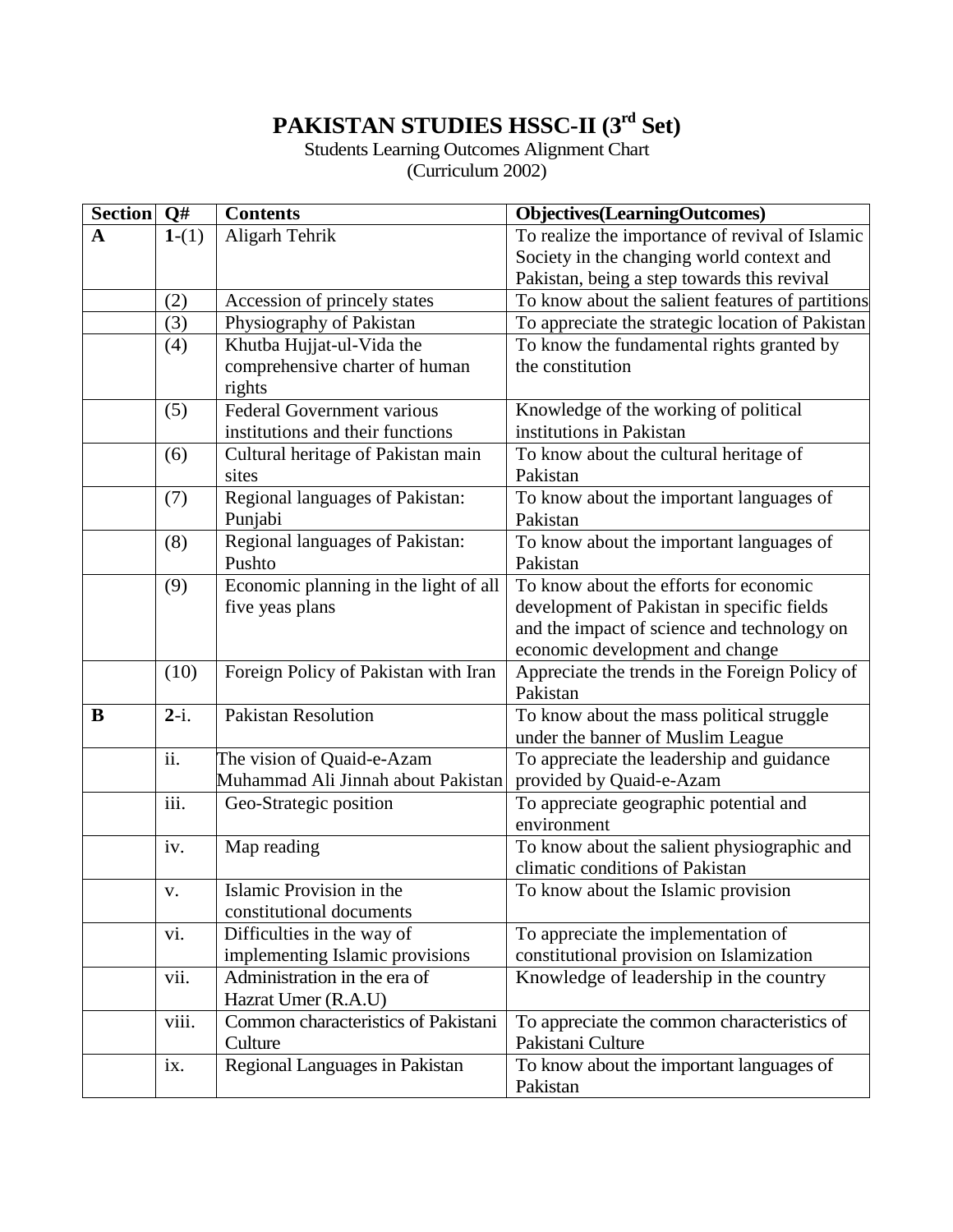# PAKISTAN STUDIES HSSC-II (3rd Set)

Students Learning Outcomes Alignment Chart
(Curriculum 2002)

| Section | Q# | Contents | Objectives(LearningOutcomes) |
|---|---|---|---|
| **A** | **1**-(1) | Aligarh Tehrik | To realize the importance of revival of Islamic Society in the changing world context and Pakistan, being a step towards this revival |
| | (2) | Accession of princely states | To know about the salient features of partitions |
| | (3) | Physiography of Pakistan | To appreciate the strategic location of Pakistan |
| | (4) | Khutba Hujjat-ul-Vida the comprehensive charter of human rights | To know the fundamental rights granted by the constitution |
| | (5) | Federal Government various institutions and their functions | Knowledge of the working of political institutions in Pakistan |
| | (6) | Cultural heritage of Pakistan main sites | To know about the cultural heritage of Pakistan |
| | (7) | Regional languages of Pakistan: Punjabi | To know about the important languages of Pakistan |
| | (8) | Regional languages of Pakistan: Pushto | To know about the important languages of Pakistan |
| | (9) | Economic planning in the light of all five yeas plans | To know about the efforts for economic development of Pakistan in specific fields and the impact of science and technology on economic development and change |
| | (10) | Foreign Policy of Pakistan with Iran | Appreciate the trends in the Foreign Policy of Pakistan |
| **B** | **2**-i. | Pakistan Resolution | To know about the mass political struggle under the banner of Muslim League |
| | ii. | The vision of Quaid-e-Azam Muhammad Ali Jinnah about Pakistan | To appreciate the leadership and guidance provided by Quaid-e-Azam |
| | iii. | Geo-Strategic position | To appreciate geographic potential and environment |
| | iv. | Map reading | To know about the salient physiographic and climatic conditions of Pakistan |
| | v. | Islamic Provision in the constitutional documents | To know about the Islamic provision |
| | vi. | Difficulties in the way of implementing Islamic provisions | To appreciate the implementation of constitutional provision on Islamization |
| | vii. | Administration in the era of Hazrat Umer (R.A.U) | Knowledge of leadership in the country |
| | viii. | Common characteristics of Pakistani Culture | To appreciate the common characteristics of Pakistani Culture |
| | ix. | Regional Languages in Pakistan | To know about the important languages of Pakistan |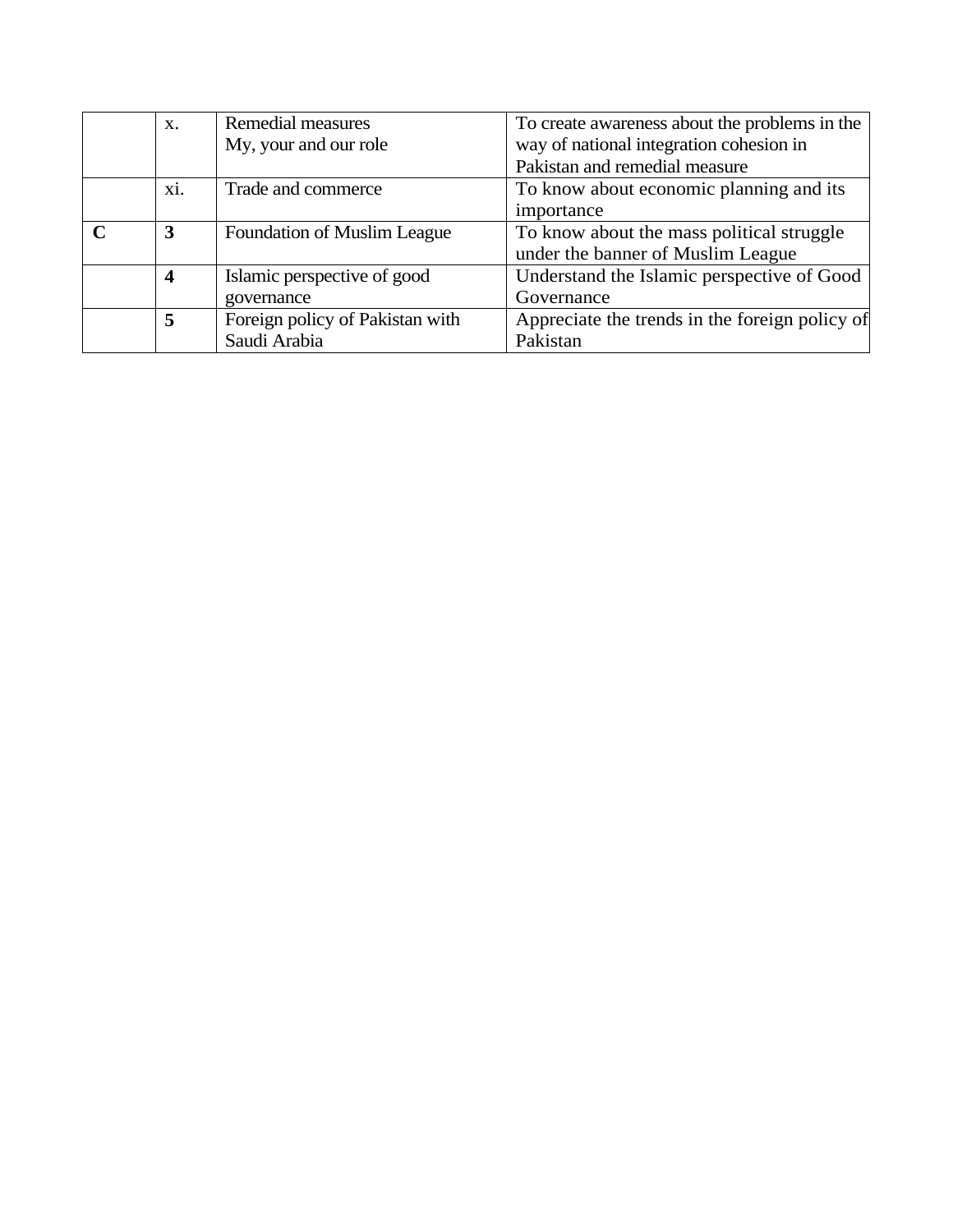| | | | |
|---|---|---|---|
| | x. | Remedial measures<br>My, your and our role | To create awareness about the problems in the way of national integration cohesion in Pakistan and remedial measure |
| | xi. | Trade and commerce | To know about economic planning and its importance |
| **C** | **3** | Foundation of Muslim League | To know about the mass political struggle under the banner of Muslim League |
| | **4** | Islamic perspective of good governance | Understand the Islamic perspective of Good Governance |
| | **5** | Foreign policy of Pakistan with Saudi Arabia | Appreciate the trends in the foreign policy of Pakistan |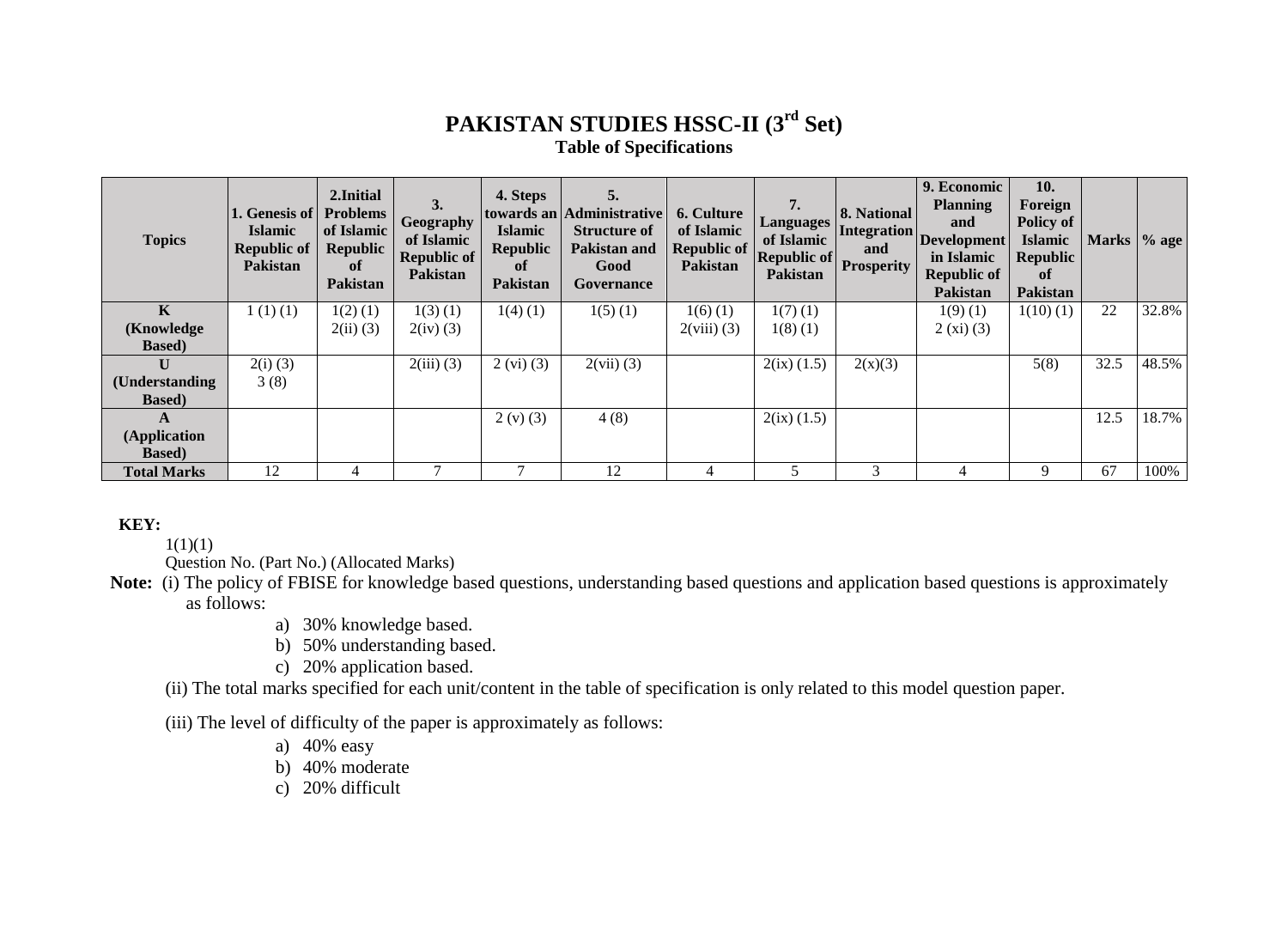# PAKISTAN STUDIES HSSC-II (3rd Set)

### Table of Specifications

| Topics | 1. Genesis of Islamic Republic of Pakistan | 2.Initial Problems of Islamic Republic of Pakistan | 3. Geography of Islamic Republic of Pakistan | 4. Steps towards an Islamic Republic of Pakistan | 5. Administrative Structure of Pakistan and Good Governance | 6. Culture of Islamic Republic of Pakistan | 7. Languages of Islamic Republic of Pakistan | 8. National Integration and Prosperity | 9. Economic Planning and Development in Islamic Republic of Pakistan | 10. Foreign Policy of Islamic Republic of Pakistan | Marks | % age |
|---|---|---|---|---|---|---|---|---|---|---|---|---|
| K (Knowledge Based) | 1 (1) (1) | 1(2) (1) 2(ii) (3) | 1(3) (1) 2(iv) (3) | 1(4) (1) | 1(5) (1) | 1(6) (1) 2(viii) (3) | 1(7) (1) 1(8) (1) | | 1(9) (1) 2 (xi) (3) | 1(10) (1) | 22 | 32.8% |
| U (Understanding Based) | 2(i) (3) 3 (8) | | 2(iii) (3) | 2 (vi) (3) | 2(vii) (3) | | 2(ix) (1.5) | 2(x)(3) | | 5(8) | 32.5 | 48.5% |
| A (Application Based) | | | | 2 (v) (3) | 4 (8) | | 2(ix) (1.5) | | | | 12.5 | 18.7% |
| **Total Marks** | 12 | 4 | 7 | 7 | 12 | 4 | 5 | 3 | 4 | 9 | 67 | 100% |

**KEY:**

1(1)(1)

Question No. (Part No.) (Allocated Marks)

**Note:** (i) The policy of FBISE for knowledge based questions, understanding based questions and application based questions is approximately as follows:

a) 30% knowledge based.
b) 50% understanding based.
c) 20% application based.

(ii) The total marks specified for each unit/content in the table of specification is only related to this model question paper.

(iii) The level of difficulty of the paper is approximately as follows:

a) 40% easy
b) 40% moderate
c) 20% difficult